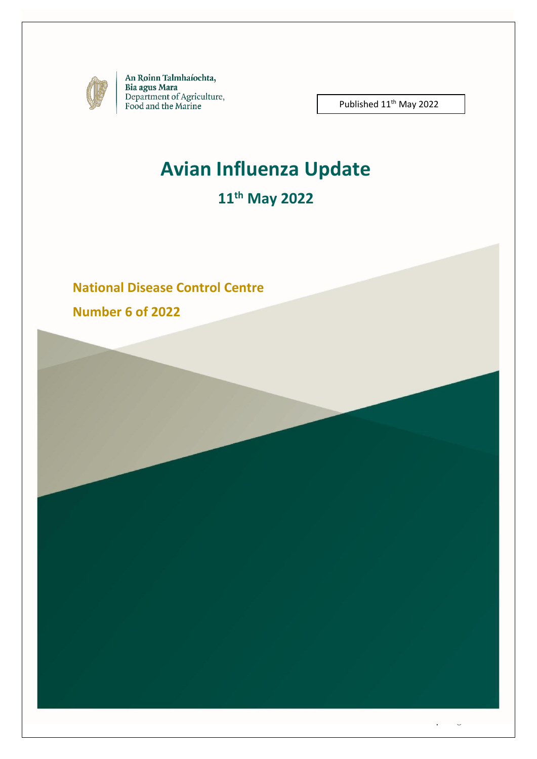An Roinn Talmhaíochta,
Bia agus Mara
Department of Agriculture,
Food and the Marine

Published 11th May 2022

# Avian Influenza Update

## 11th May 2022

**National Disease Control Centre**

**Number 6 of 2022**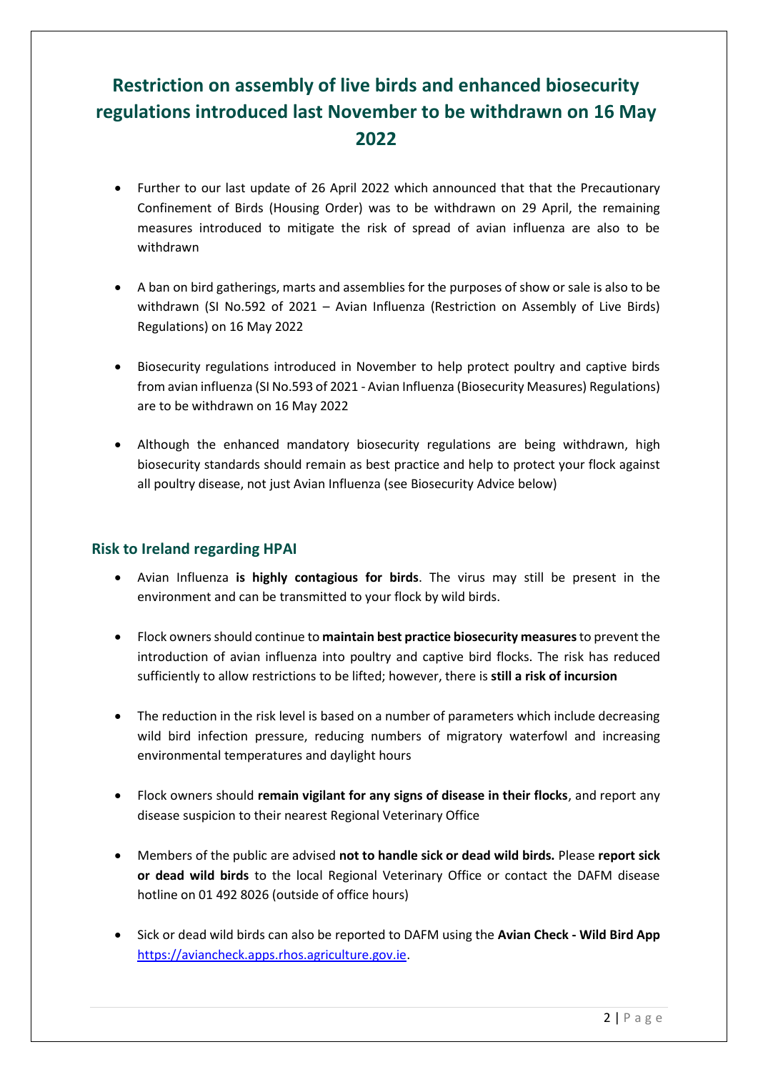# Restriction on assembly of live birds and enhanced biosecurity regulations introduced last November to be withdrawn on 16 May 2022

- Further to our last update of 26 April 2022 which announced that that the Precautionary Confinement of Birds (Housing Order) was to be withdrawn on 29 April, the remaining measures introduced to mitigate the risk of spread of avian influenza are also to be withdrawn
- A ban on bird gatherings, marts and assemblies for the purposes of show or sale is also to be withdrawn (SI No.592 of 2021 – Avian Influenza (Restriction on Assembly of Live Birds) Regulations) on 16 May 2022
- Biosecurity regulations introduced in November to help protect poultry and captive birds from avian influenza (SI No.593 of 2021 - Avian Influenza (Biosecurity Measures) Regulations) are to be withdrawn on 16 May 2022
- Although the enhanced mandatory biosecurity regulations are being withdrawn, high biosecurity standards should remain as best practice and help to protect your flock against all poultry disease, not just Avian Influenza (see Biosecurity Advice below)

## Risk to Ireland regarding HPAI

- Avian Influenza **is highly contagious for birds**. The virus may still be present in the environment and can be transmitted to your flock by wild birds.
- Flock owners should continue to **maintain best practice biosecurity measures** to prevent the introduction of avian influenza into poultry and captive bird flocks. The risk has reduced sufficiently to allow restrictions to be lifted; however, there is **still a risk of incursion**
- The reduction in the risk level is based on a number of parameters which include decreasing wild bird infection pressure, reducing numbers of migratory waterfowl and increasing environmental temperatures and daylight hours
- Flock owners should **remain vigilant for any signs of disease in their flocks**, and report any disease suspicion to their nearest Regional Veterinary Office
- Members of the public are advised **not to handle sick or dead wild birds.** Please **report sick or dead wild birds** to the local Regional Veterinary Office or contact the DAFM disease hotline on 01 492 8026 (outside of office hours)
- Sick or dead wild birds can also be reported to DAFM using the **Avian Check - Wild Bird App** [https://aviancheck.apps.rhos.agriculture.gov.ie](https://aviancheck.apps.rhos.agriculture.gov.ie).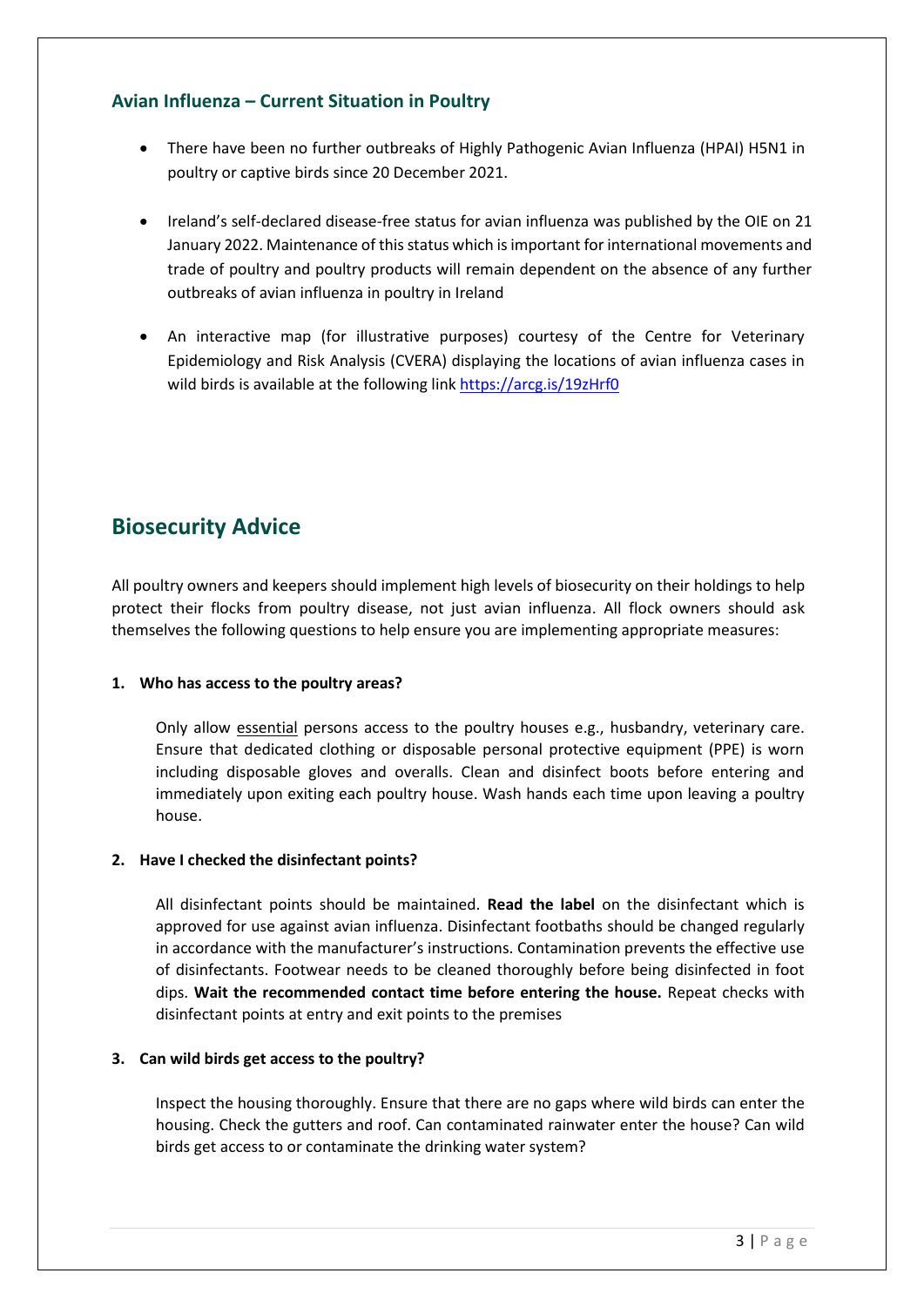### Avian Influenza – Current Situation in Poultry

- There have been no further outbreaks of Highly Pathogenic Avian Influenza (HPAI) H5N1 in poultry or captive birds since 20 December 2021.
- Ireland's self-declared disease-free status for avian influenza was published by the OIE on 21 January 2022. Maintenance of this status which is important for international movements and trade of poultry and poultry products will remain dependent on the absence of any further outbreaks of avian influenza in poultry in Ireland
- An interactive map (for illustrative purposes) courtesy of the Centre for Veterinary Epidemiology and Risk Analysis (CVERA) displaying the locations of avian influenza cases in wild birds is available at the following link https://arcg.is/19zHrf0

## Biosecurity Advice

All poultry owners and keepers should implement high levels of biosecurity on their holdings to help protect their flocks from poultry disease, not just avian influenza. All flock owners should ask themselves the following questions to help ensure you are implementing appropriate measures:

**1. Who has access to the poultry areas?**

Only allow essential persons access to the poultry houses e.g., husbandry, veterinary care. Ensure that dedicated clothing or disposable personal protective equipment (PPE) is worn including disposable gloves and overalls. Clean and disinfect boots before entering and immediately upon exiting each poultry house. Wash hands each time upon leaving a poultry house.

**2. Have I checked the disinfectant points?**

All disinfectant points should be maintained. **Read the label** on the disinfectant which is approved for use against avian influenza. Disinfectant footbaths should be changed regularly in accordance with the manufacturer's instructions. Contamination prevents the effective use of disinfectants. Footwear needs to be cleaned thoroughly before being disinfected in foot dips. **Wait the recommended contact time before entering the house.** Repeat checks with disinfectant points at entry and exit points to the premises

**3. Can wild birds get access to the poultry?**

Inspect the housing thoroughly. Ensure that there are no gaps where wild birds can enter the housing. Check the gutters and roof. Can contaminated rainwater enter the house? Can wild birds get access to or contaminate the drinking water system?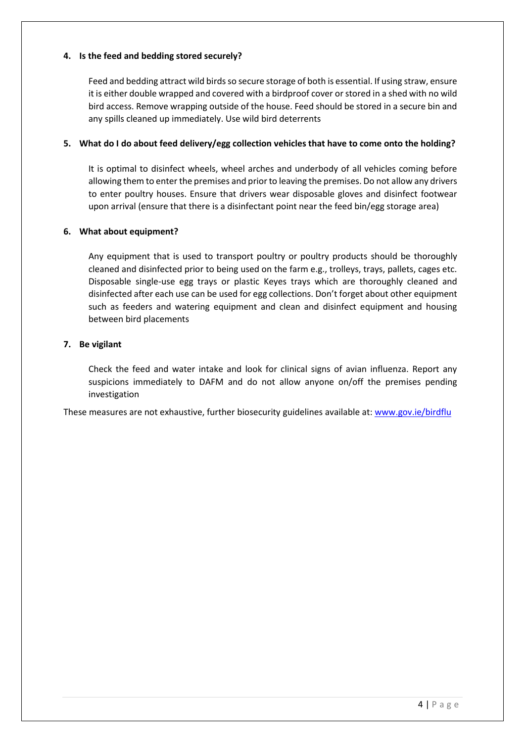**4. Is the feed and bedding stored securely?**

Feed and bedding attract wild birds so secure storage of both is essential. If using straw, ensure it is either double wrapped and covered with a birdproof cover or stored in a shed with no wild bird access. Remove wrapping outside of the house. Feed should be stored in a secure bin and any spills cleaned up immediately. Use wild bird deterrents

**5. What do I do about feed delivery/egg collection vehicles that have to come onto the holding?**

It is optimal to disinfect wheels, wheel arches and underbody of all vehicles coming before allowing them to enter the premises and prior to leaving the premises. Do not allow any drivers to enter poultry houses. Ensure that drivers wear disposable gloves and disinfect footwear upon arrival (ensure that there is a disinfectant point near the feed bin/egg storage area)

**6. What about equipment?**

Any equipment that is used to transport poultry or poultry products should be thoroughly cleaned and disinfected prior to being used on the farm e.g., trolleys, trays, pallets, cages etc. Disposable single-use egg trays or plastic Keyes trays which are thoroughly cleaned and disinfected after each use can be used for egg collections. Don't forget about other equipment such as feeders and watering equipment and clean and disinfect equipment and housing between bird placements

**7. Be vigilant**

Check the feed and water intake and look for clinical signs of avian influenza. Report any suspicions immediately to DAFM and do not allow anyone on/off the premises pending investigation

These measures are not exhaustive, further biosecurity guidelines available at: [www.gov.ie/birdflu](http://www.gov.ie/birdflu)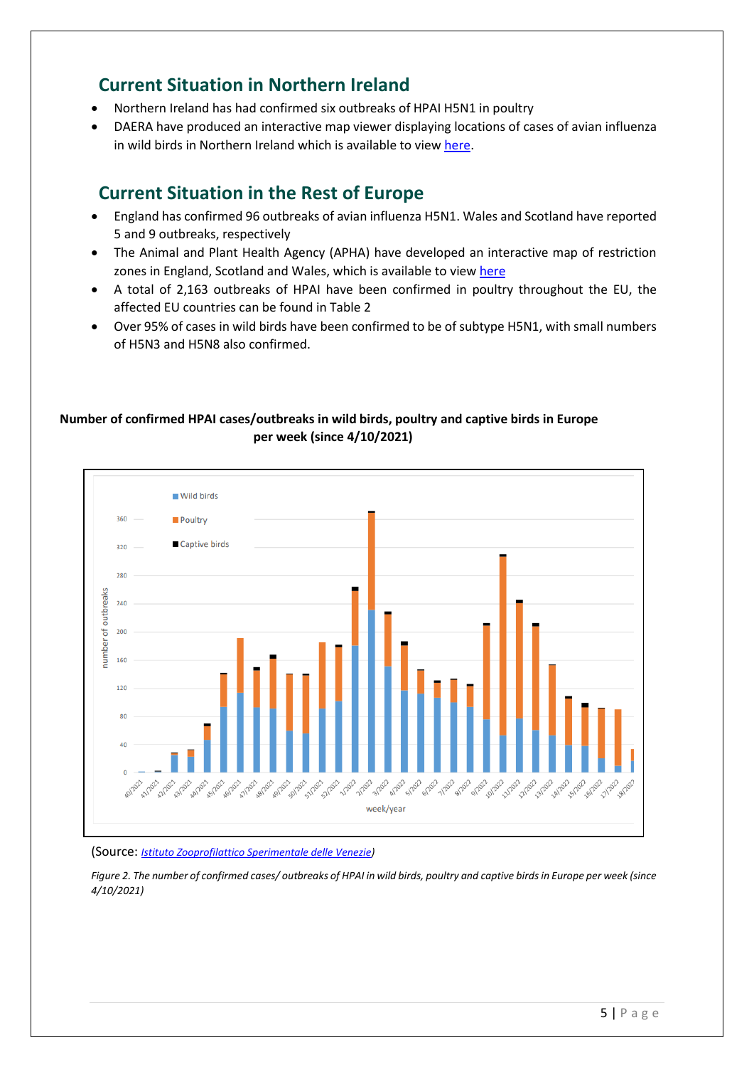## Current Situation in Northern Ireland

- Northern Ireland has had confirmed six outbreaks of HPAI H5N1 in poultry
- DAERA have produced an interactive map viewer displaying locations of cases of avian influenza in wild birds in Northern Ireland which is available to view [here](#).

## Current Situation in the Rest of Europe

- England has confirmed 96 outbreaks of avian influenza H5N1. Wales and Scotland have reported 5 and 9 outbreaks, respectively
- The Animal and Plant Health Agency (APHA) have developed an interactive map of restriction zones in England, Scotland and Wales, which is available to view [here](#)
- A total of 2,163 outbreaks of HPAI have been confirmed in poultry throughout the EU, the affected EU countries can be found in Table 2
- Over 95% of cases in wild birds have been confirmed to be of subtype H5N1, with small numbers of H5N3 and H5N8 also confirmed.

**Number of confirmed HPAI cases/outbreaks in wild birds, poultry and captive birds in Europe per week (since 4/10/2021)**

(Source: *[Istituto Zooprofilattico Sperimentale delle Venezie](#)*)

*Figure 2. The number of confirmed cases/ outbreaks of HPAI in wild birds, poultry and captive birds in Europe per week (since 4/10/2021)*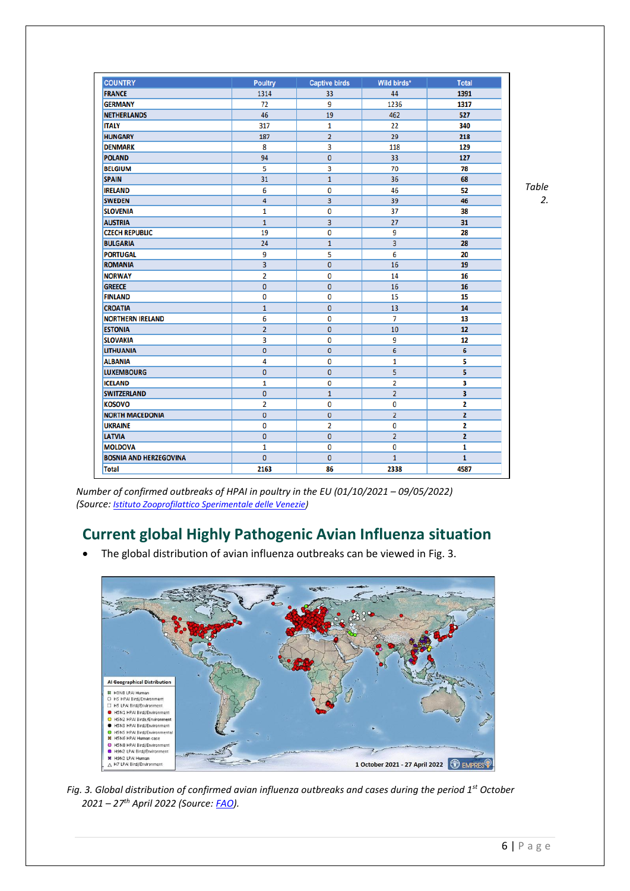| COUNTRY | Poultry | Captive birds | Wild birds* | Total |
|---|---|---|---|---|
| FRANCE | 1314 | 33 | 44 | **1391** |
| GERMANY | 72 | 9 | 1236 | **1317** |
| NETHERLANDS | 46 | 19 | 462 | **527** |
| ITALY | 317 | 1 | 22 | **340** |
| HUNGARY | 187 | 2 | 29 | **218** |
| DENMARK | 8 | 3 | 118 | **129** |
| POLAND | 94 | 0 | 33 | **127** |
| BELGIUM | 5 | 3 | 70 | **78** |
| SPAIN | 31 | 1 | 36 | **68** |
| IRELAND | 6 | 0 | 46 | **52** |
| SWEDEN | 4 | 3 | 39 | **46** |
| SLOVENIA | 1 | 0 | 37 | **38** |
| AUSTRIA | 1 | 3 | 27 | **31** |
| CZECH REPUBLIC | 19 | 0 | 9 | **28** |
| BULGARIA | 24 | 1 | 3 | **28** |
| PORTUGAL | 9 | 5 | 6 | **20** |
| ROMANIA | 3 | 0 | 16 | **19** |
| NORWAY | 2 | 0 | 14 | **16** |
| GREECE | 0 | 0 | 16 | **16** |
| FINLAND | 0 | 0 | 15 | **15** |
| CROATIA | 1 | 0 | 13 | **14** |
| NORTHERN IRELAND | 6 | 0 | 7 | **13** |
| ESTONIA | 2 | 0 | 10 | **12** |
| SLOVAKIA | 3 | 0 | 9 | **12** |
| LITHUANIA | 0 | 0 | 6 | **6** |
| ALBANIA | 4 | 0 | 1 | **5** |
| LUXEMBOURG | 0 | 0 | 5 | **5** |
| ICELAND | 1 | 0 | 2 | **3** |
| SWITZERLAND | 0 | 1 | 2 | **3** |
| KOSOVO | 2 | 0 | 0 | **2** |
| NORTH MACEDONIA | 0 | 0 | 2 | **2** |
| UKRAINE | 0 | 2 | 0 | **2** |
| LATVIA | 0 | 0 | 2 | **2** |
| MOLDOVA | 1 | 0 | 0 | **1** |
| BOSNIA AND HERZEGOVINA | 0 | 0 | 1 | **1** |
| Total | **2163** | **86** | **2338** | **4587** |

*Table 2. Number of confirmed outbreaks of HPAI in poultry in the EU (01/10/2021 – 09/05/2022) (Source: Istituto Zooprofilattico Sperimentale delle Venezie)*

## Current global Highly Pathogenic Avian Influenza situation

- The global distribution of avian influenza outbreaks can be viewed in Fig. 3.

*Fig. 3. Global distribution of confirmed avian influenza outbreaks and cases during the period 1st October 2021 – 27th April 2022 (Source: FAO).*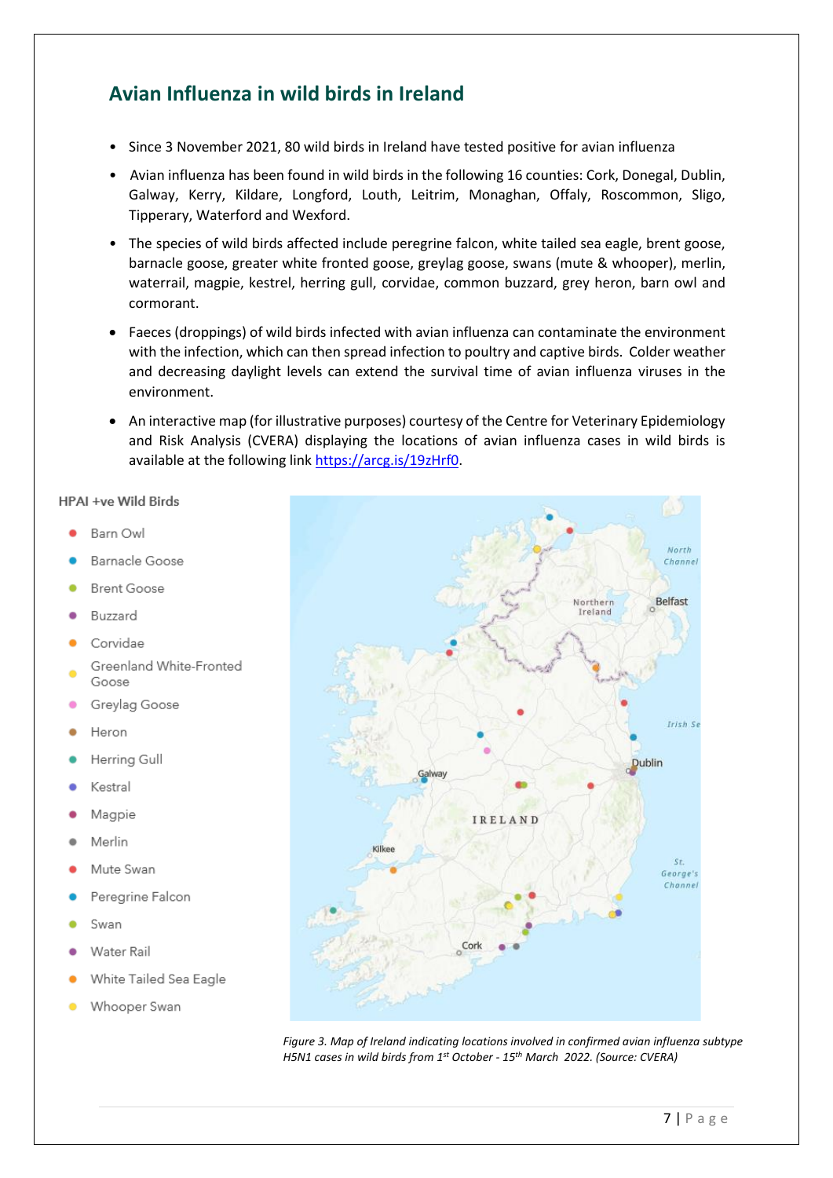## Avian Influenza in wild birds in Ireland

- Since 3 November 2021, 80 wild birds in Ireland have tested positive for avian influenza
- Avian influenza has been found in wild birds in the following 16 counties: Cork, Donegal, Dublin, Galway, Kerry, Kildare, Longford, Louth, Leitrim, Monaghan, Offaly, Roscommon, Sligo, Tipperary, Waterford and Wexford.
- The species of wild birds affected include peregrine falcon, white tailed sea eagle, brent goose, barnacle goose, greater white fronted goose, greylag goose, swans (mute & whooper), merlin, waterrail, magpie, kestrel, herring gull, corvidae, common buzzard, grey heron, barn owl and cormorant.
- Faeces (droppings) of wild birds infected with avian influenza can contaminate the environment with the infection, which can then spread infection to poultry and captive birds. Colder weather and decreasing daylight levels can extend the survival time of avian influenza viruses in the environment.
- An interactive map (for illustrative purposes) courtesy of the Centre for Veterinary Epidemiology and Risk Analysis (CVERA) displaying the locations of avian influenza cases in wild birds is available at the following link https://arcg.is/19zHrf0.

HPAI +ve Wild Birds

- Barn Owl
- Barnacle Goose
- Brent Goose
- Buzzard
- Corvidae
- Greenland White-Fronted Goose
- Greylag Goose
- Heron
- Herring Gull
- Kestral
- Magpie
- Merlin
- Mute Swan
- Peregrine Falcon
- Swan
- Water Rail
- White Tailed Sea Eagle
- Whooper Swan

*Figure 3. Map of Ireland indicating locations involved in confirmed avian influenza subtype H5N1 cases in wild birds from 1st October - 15th March 2022. (Source: CVERA)*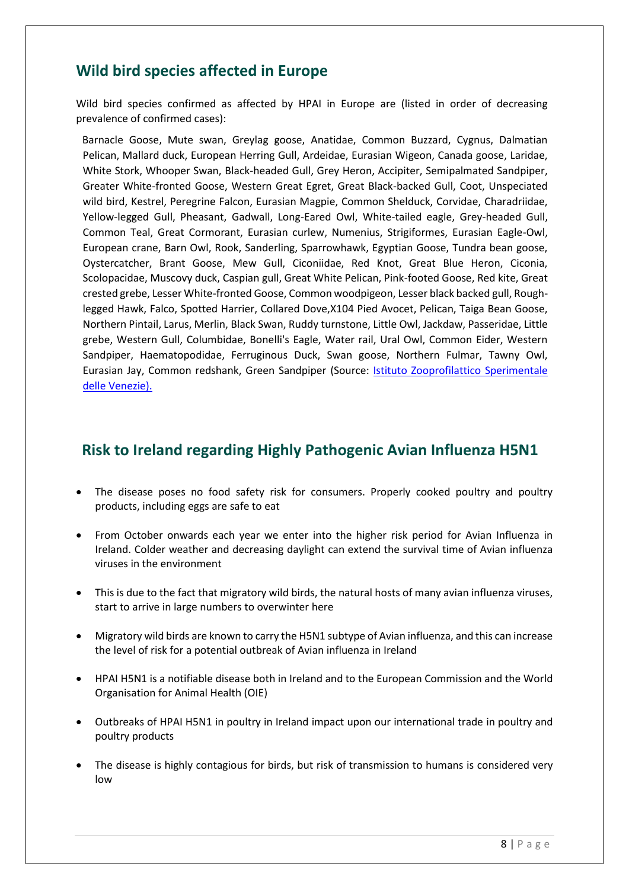## Wild bird species affected in Europe

Wild bird species confirmed as affected by HPAI in Europe are (listed in order of decreasing prevalence of confirmed cases):

Barnacle Goose, Mute swan, Greylag goose, Anatidae, Common Buzzard, Cygnus, Dalmatian Pelican, Mallard duck, European Herring Gull, Ardeidae, Eurasian Wigeon, Canada goose, Laridae, White Stork, Whooper Swan, Black-headed Gull, Grey Heron, Accipiter, Semipalmated Sandpiper, Greater White-fronted Goose, Western Great Egret, Great Black-backed Gull, Coot, Unspeciated wild bird, Kestrel, Peregrine Falcon, Eurasian Magpie, Common Shelduck, Corvidae, Charadriidae, Yellow-legged Gull, Pheasant, Gadwall, Long-Eared Owl, White-tailed eagle, Grey-headed Gull, Common Teal, Great Cormorant, Eurasian curlew, Numenius, Strigiformes, Eurasian Eagle-Owl, European crane, Barn Owl, Rook, Sanderling, Sparrowhawk, Egyptian Goose, Tundra bean goose, Oystercatcher, Brant Goose, Mew Gull, Ciconiidae, Red Knot, Great Blue Heron, Ciconia, Scolopacidae, Muscovy duck, Caspian gull, Great White Pelican, Pink-footed Goose, Red kite, Great crested grebe, Lesser White-fronted Goose, Common woodpigeon, Lesser black backed gull, Rough-legged Hawk, Falco, Spotted Harrier, Collared Dove,X104 Pied Avocet, Pelican, Taiga Bean Goose, Northern Pintail, Larus, Merlin, Black Swan, Ruddy turnstone, Little Owl, Jackdaw, Passeridae, Little grebe, Western Gull, Columbidae, Bonelli's Eagle, Water rail, Ural Owl, Common Eider, Western Sandpiper, Haematopodidae, Ferruginous Duck, Swan goose, Northern Fulmar, Tawny Owl, Eurasian Jay, Common redshank, Green Sandpiper (Source: Istituto Zooprofilattico Sperimentale delle Venezie).

## Risk to Ireland regarding Highly Pathogenic Avian Influenza H5N1

- The disease poses no food safety risk for consumers. Properly cooked poultry and poultry products, including eggs are safe to eat
- From October onwards each year we enter into the higher risk period for Avian Influenza in Ireland. Colder weather and decreasing daylight can extend the survival time of Avian influenza viruses in the environment
- This is due to the fact that migratory wild birds, the natural hosts of many avian influenza viruses, start to arrive in large numbers to overwinter here
- Migratory wild birds are known to carry the H5N1 subtype of Avian influenza, and this can increase the level of risk for a potential outbreak of Avian influenza in Ireland
- HPAI H5N1 is a notifiable disease both in Ireland and to the European Commission and the World Organisation for Animal Health (OIE)
- Outbreaks of HPAI H5N1 in poultry in Ireland impact upon our international trade in poultry and poultry products
- The disease is highly contagious for birds, but risk of transmission to humans is considered very low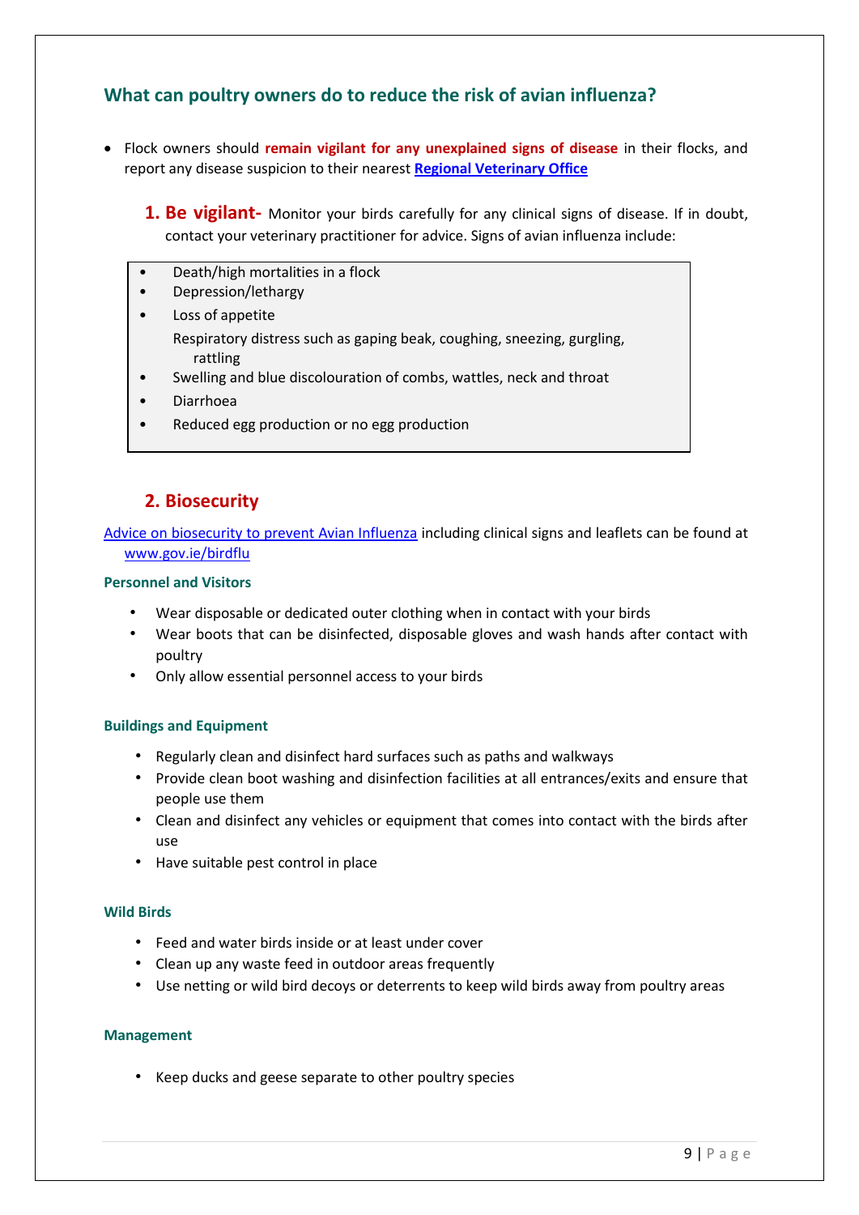## What can poultry owners do to reduce the risk of avian influenza?

- Flock owners should **remain vigilant for any unexplained signs of disease** in their flocks, and report any disease suspicion to their nearest **[Regional Veterinary Office]()**

### 1. Be vigilant-

Monitor your birds carefully for any clinical signs of disease. If in doubt, contact your veterinary practitioner for advice. Signs of avian influenza include:

- Death/high mortalities in a flock
- Depression/lethargy
- Loss of appetite
- Respiratory distress such as gaping beak, coughing, sneezing, gurgling, rattling
- Swelling and blue discolouration of combs, wattles, neck and throat
- Diarrhoea
- Reduced egg production or no egg production

### 2. Biosecurity

[Advice on biosecurity to prevent Avian Influenza]() including clinical signs and leaflets can be found at [www.gov.ie/birdflu]()

#### Personnel and Visitors

- Wear disposable or dedicated outer clothing when in contact with your birds
- Wear boots that can be disinfected, disposable gloves and wash hands after contact with poultry
- Only allow essential personnel access to your birds

#### Buildings and Equipment

- Regularly clean and disinfect hard surfaces such as paths and walkways
- Provide clean boot washing and disinfection facilities at all entrances/exits and ensure that people use them
- Clean and disinfect any vehicles or equipment that comes into contact with the birds after use
- Have suitable pest control in place

#### Wild Birds

- Feed and water birds inside or at least under cover
- Clean up any waste feed in outdoor areas frequently
- Use netting or wild bird decoys or deterrents to keep wild birds away from poultry areas

#### Management

- Keep ducks and geese separate to other poultry species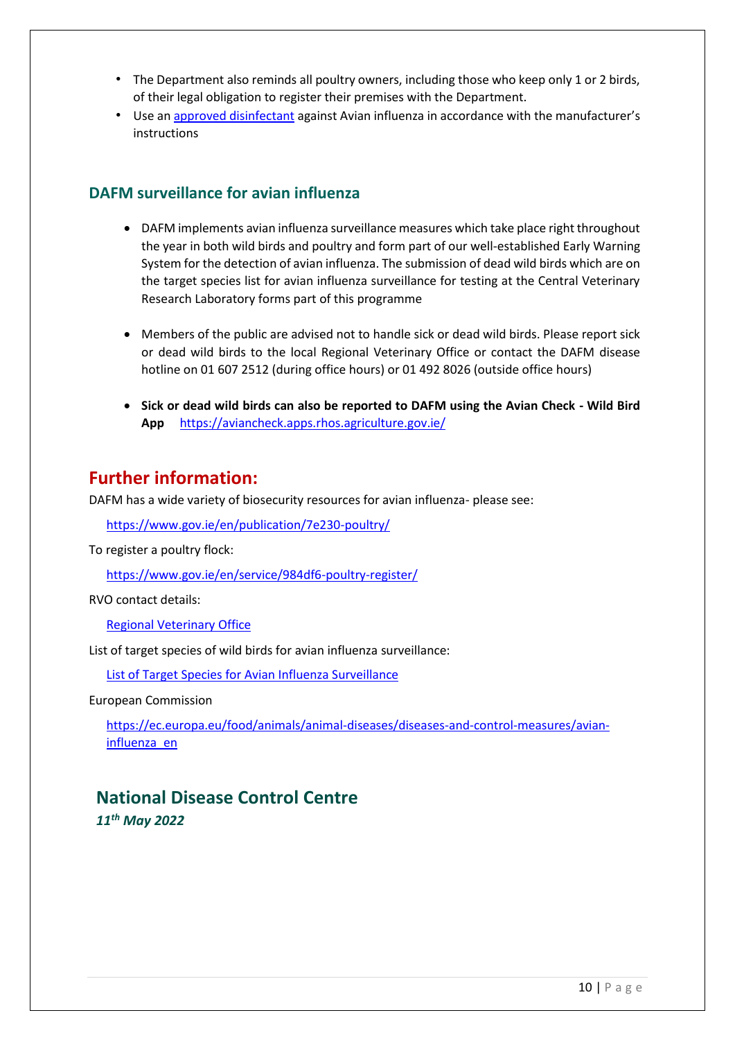- The Department also reminds all poultry owners, including those who keep only 1 or 2 birds, of their legal obligation to register their premises with the Department.
- Use an [approved disinfectant]() against Avian influenza in accordance with the manufacturer's instructions

## DAFM surveillance for avian influenza

- DAFM implements avian influenza surveillance measures which take place right throughout the year in both wild birds and poultry and form part of our well-established Early Warning System for the detection of avian influenza. The submission of dead wild birds which are on the target species list for avian influenza surveillance for testing at the Central Veterinary Research Laboratory forms part of this programme

- Members of the public are advised not to handle sick or dead wild birds. Please report sick or dead wild birds to the local Regional Veterinary Office or contact the DAFM disease hotline on 01 607 2512 (during office hours) or 01 492 8026 (outside office hours)

- **Sick or dead wild birds can also be reported to DAFM using the Avian Check - Wild Bird App** https://aviancheck.apps.rhos.agriculture.gov.ie/

# Further information:

DAFM has a wide variety of biosecurity resources for avian influenza- please see:

https://www.gov.ie/en/publication/7e230-poultry/

To register a poultry flock:

https://www.gov.ie/en/service/984df6-poultry-register/

RVO contact details:

Regional Veterinary Office

List of target species of wild birds for avian influenza surveillance:

List of Target Species for Avian Influenza Surveillance

European Commission

https://ec.europa.eu/food/animals/animal-diseases/diseases-and-control-measures/avian-influenza_en

## National Disease Control Centre

***11th May 2022***